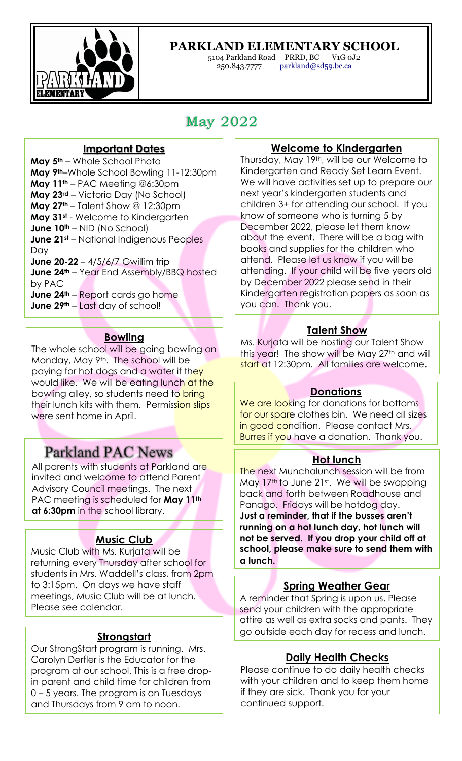# PARKLAND ELEMENTARY SCHOOL

5104 Parkland Road PRRD, BC V1G 0J2
250.843.7777 parkland@sd59.bc.ca

## May 2022

### Important Dates

**May 5th** – Whole School Photo
**May 9th**–Whole School Bowling 11-12:30pm
**May 11th** – PAC Meeting @6:30pm
**May 23rd** – Victoria Day (No School)
**May 27th** – Talent Show @ 12:30pm
**May 31st** - Welcome to Kindergarten
**June 10th** – NID (No School)
**June 21st** – National Indigenous Peoples Day
**June 20-22** – 4/5/6/7 Gwillim trip
**June 24th** – Year End Assembly/BBQ hosted by PAC
**June 24th** – Report cards go home
**June 29th** – Last day of school!

### Bowling

The whole school will be going bowling on Monday, May 9th. The school will be paying for hot dogs and a water if they would like. We will be eating lunch at the bowling alley, so students need to bring their lunch kits with them. Permission slips were sent home in April.

## Parkland PAC News

All parents with students at Parkland are invited and welcome to attend Parent Advisory Council meetings. The next PAC meeting is scheduled for **May 11th at 6:30pm** in the school library.

### Music Club

Music Club with Ms. Kurjata will be returning every Thursday after school for students in Mrs. Waddell's class, from 2pm to 3:15pm. On days we have staff meetings, Music Club will be at lunch. Please see calendar.

### Strongstart

Our StrongStart program is running. Mrs. Carolyn Derfler is the Educator for the program at our school. This is a free drop-in parent and child time for children from 0 – 5 years. The program is on Tuesdays and Thursdays from 9 am to noon.

### Welcome to Kindergarten

Thursday, May 19th, will be our Welcome to Kindergarten and Ready Set Learn Event. We will have activities set up to prepare our next year's kindergarten students and children 3+ for attending our school. If you know of someone who is turning 5 by December 2022, please let them know about the event. There will be a bag with books and supplies for the children who attend. Please let us know if you will be attending. If your child will be five years old by December 2022 please send in their Kindergarten registration papers as soon as you can. Thank you.

### Talent Show

Ms. Kurjata will be hosting our Talent Show this year! The show will be May 27th and will start at 12:30pm. All families are welcome.

### Donations

We are looking for donations for bottoms for our spare clothes bin. We need all sizes in good condition. Please contact Mrs. Burres if you have a donation. Thank you.

### Hot lunch

The next Munchalunch session will be from May 17th to June 21st. We will be swapping back and forth between Roadhouse and Panago. Fridays will be hotdog day. **Just a reminder, that if the busses aren't running on a hot lunch day, hot lunch will not be served. If you drop your child off at school, please make sure to send them with a lunch.**

### Spring Weather Gear

A reminder that Spring is upon us. Please send your children with the appropriate attire as well as extra socks and pants. They go outside each day for recess and lunch.

### Daily Health Checks

Please continue to do daily health checks with your children and to keep them home if they are sick. Thank you for your continued support.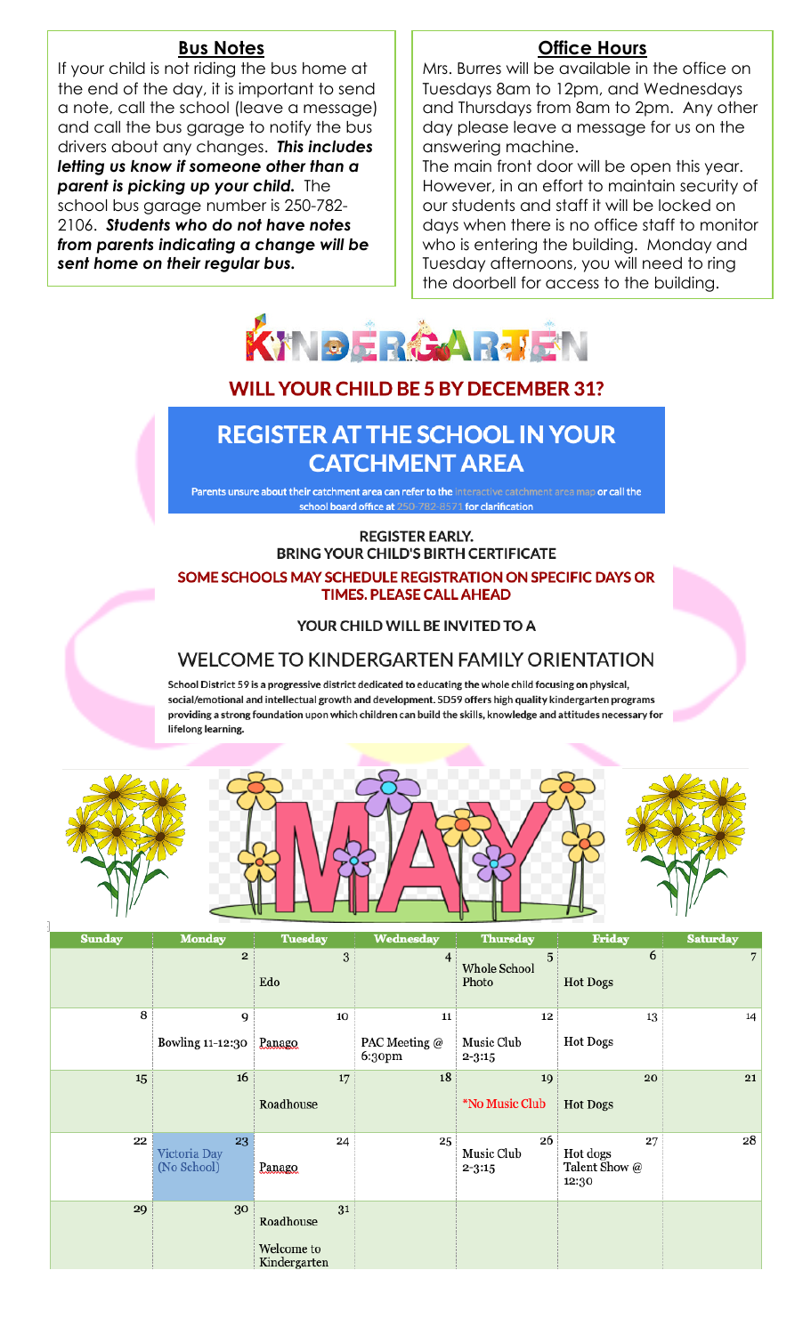## Bus Notes

If your child is not riding the bus home at the end of the day, it is important to send a note, call the school (leave a message) and call the bus garage to notify the bus drivers about any changes. ***This includes letting us know if someone other than a parent is picking up your child.*** The school bus garage number is 250-782-2106. ***Students who do not have notes from parents indicating a change will be sent home on their regular bus.***

## Office Hours

Mrs. Burres will be available in the office on Tuesdays 8am to 12pm, and Wednesdays and Thursdays from 8am to 2pm. Any other day please leave a message for us on the answering machine.

The main front door will be open this year. However, in an effort to maintain security of our students and staff it will be locked on days when there is no office staff to monitor who is entering the building. Monday and Tuesday afternoons, you will need to ring the doorbell for access to the building.

# KINDERGARTEN

### WILL YOUR CHILD BE 5 BY DECEMBER 31?

## REGISTER AT THE SCHOOL IN YOUR CATCHMENT AREA

Parents unsure about their catchment area can refer to the interactive catchment area map or call the school board office at 250-782-8571 for clarification

**REGISTER EARLY.**
**BRING YOUR CHILD'S BIRTH CERTIFICATE**

**SOME SCHOOLS MAY SCHEDULE REGISTRATION ON SPECIFIC DAYS OR TIMES. PLEASE CALL AHEAD**

**YOUR CHILD WILL BE INVITED TO A**

### WELCOME TO KINDERGARTEN FAMILY ORIENTATION

School District 59 is a progressive district dedicated to educating the whole child focusing on physical, social/emotional and intellectual growth and development. SD59 offers high quality kindergarten programs providing a strong foundation upon which children can build the skills, knowledge and attitudes necessary for lifelong learning.

# MAY

| Sunday | Monday | Tuesday | Wednesday | Thursday | Friday | Saturday |
|---|---|---|---|---|---|---|
| | 2 | 3 Edo | 4 | 5 Whole School Photo | 6 Hot Dogs | 7 |
| 8 | 9 Bowling 11-12:30 | 10 Panago | 11 PAC Meeting @ 6:30pm | 12 Music Club 2-3:15 | 13 Hot Dogs | 14 |
| 15 | 16 | 17 Roadhouse | 18 | 19 *No Music Club | 20 Hot Dogs | 21 |
| 22 | 23 Victoria Day (No School) | 24 Panago | 25 | 26 Music Club 2-3:15 | 27 Hot dogs Talent Show @ 12:30 | 28 |
| 29 | 30 | 31 Roadhouse Welcome to Kindergarten | | | | |